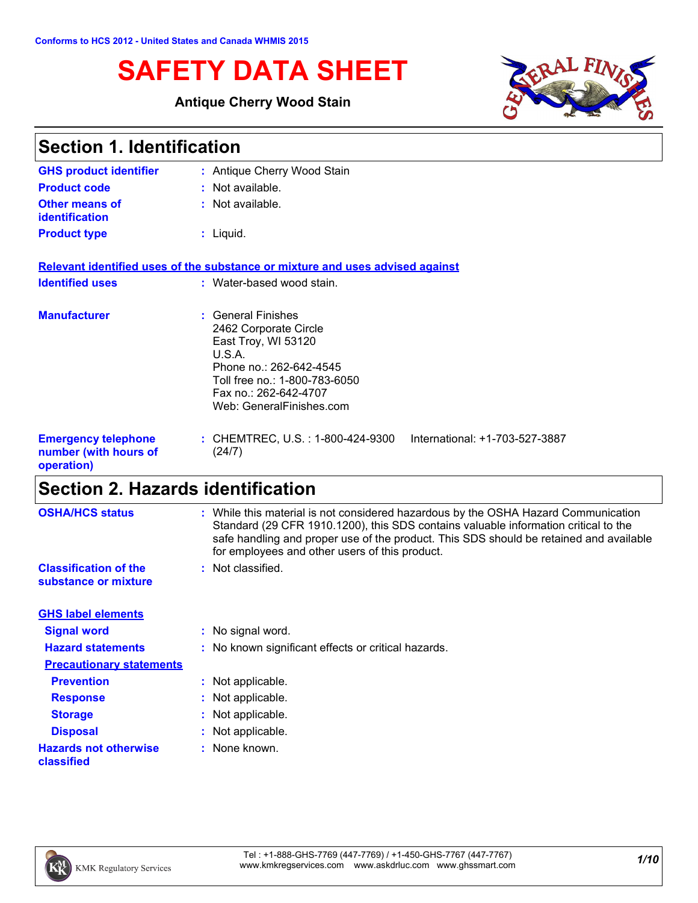Conforms to HCS 2012 - United States and Canada WHMIS 2015

# SAFETY DATA SHEET

**Antique Cherry Wood Stain**

## Section 1. Identification

| | |
|---|---|
| **GHS product identifier** | : Antique Cherry Wood Stain |
| **Product code** | : Not available. |
| **Other means of identification** | : Not available. |
| **Product type** | : Liquid. |

**Relevant identified uses of the substance or mixture and uses advised against**

| | |
|---|---|
| **Identified uses** | : Water-based wood stain. |
| **Manufacturer** | : General Finishes<br>2462 Corporate Circle<br>East Troy, WI 53120<br>U.S.A.<br>Phone no.: 262-642-4545<br>Toll free no.: 1-800-783-6050<br>Fax no.: 262-642-4707<br>Web: GeneralFinishes.com |
| **Emergency telephone number (with hours of operation)** | : CHEMTREC, U.S. : 1-800-424-9300 International: +1-703-527-3887 (24/7) |

## Section 2. Hazards identification

| | |
|---|---|
| **OSHA/HCS status** | : While this material is not considered hazardous by the OSHA Hazard Communication Standard (29 CFR 1910.1200), this SDS contains valuable information critical to the safe handling and proper use of the product. This SDS should be retained and available for employees and other users of this product. |
| **Classification of the substance or mixture** | : Not classified. |

**GHS label elements**

| | |
|---|---|
| **Signal word** | : No signal word. |
| **Hazard statements** | : No known significant effects or critical hazards. |

**Precautionary statements**

| | |
|---|---|
| **Prevention** | : Not applicable. |
| **Response** | : Not applicable. |
| **Storage** | : Not applicable. |
| **Disposal** | : Not applicable. |
| **Hazards not otherwise classified** | : None known. |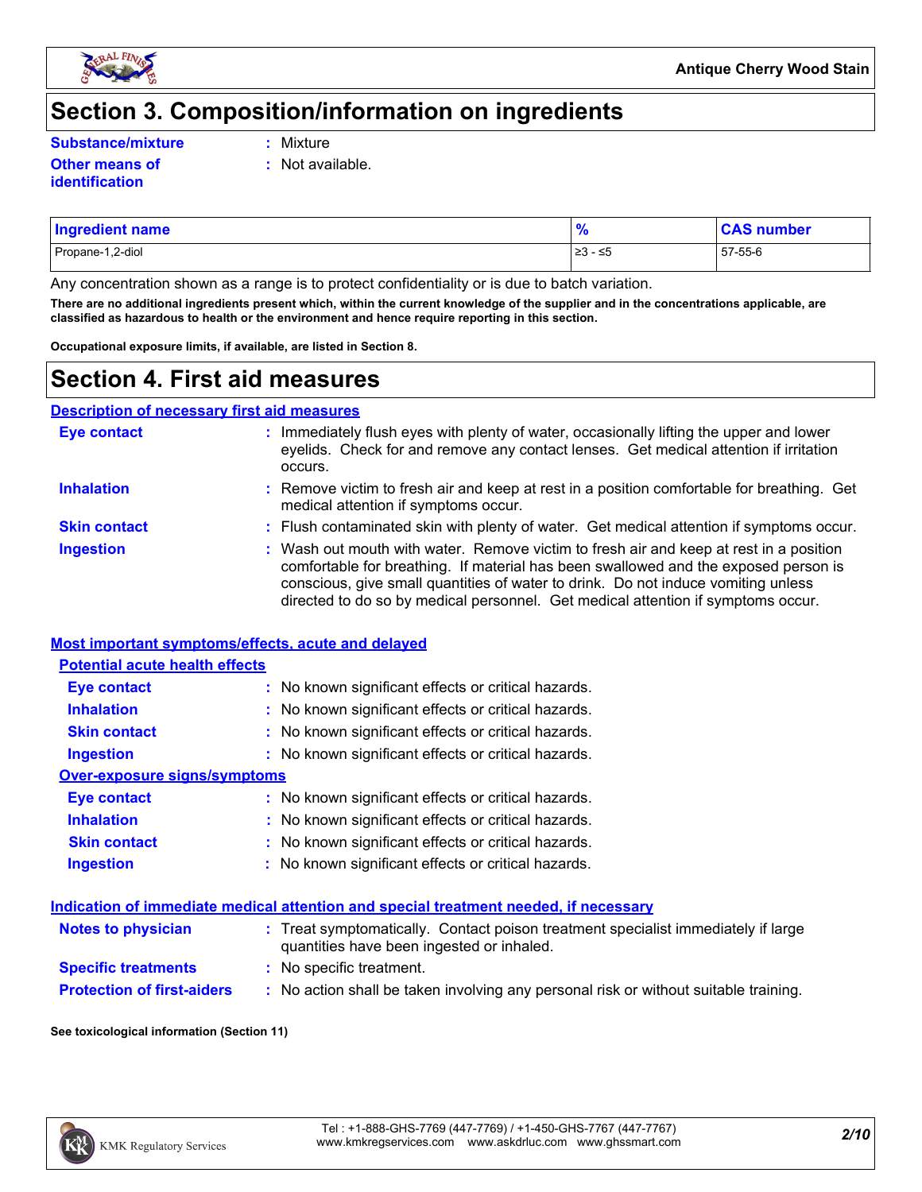# Section 3. Composition/information on ingredients

**Substance/mixture** : Mixture

**Other means of identification** : Not available.

| Ingredient name | % | CAS number |
|---|---|---|
| Propane-1,2-diol | ≥3 - ≤5 | 57-55-6 |

Any concentration shown as a range is to protect confidentiality or is due to batch variation.

**There are no additional ingredients present which, within the current knowledge of the supplier and in the concentrations applicable, are classified as hazardous to health or the environment and hence require reporting in this section.**

**Occupational exposure limits, if available, are listed in Section 8.**

# Section 4. First aid measures

## Description of necessary first aid measures

**Eye contact** : Immediately flush eyes with plenty of water, occasionally lifting the upper and lower eyelids. Check for and remove any contact lenses. Get medical attention if irritation occurs.

**Inhalation** : Remove victim to fresh air and keep at rest in a position comfortable for breathing. Get medical attention if symptoms occur.

**Skin contact** : Flush contaminated skin with plenty of water. Get medical attention if symptoms occur.

**Ingestion** : Wash out mouth with water. Remove victim to fresh air and keep at rest in a position comfortable for breathing. If material has been swallowed and the exposed person is conscious, give small quantities of water to drink. Do not induce vomiting unless directed to do so by medical personnel. Get medical attention if symptoms occur.

## Most important symptoms/effects, acute and delayed

### Potential acute health effects

**Eye contact** : No known significant effects or critical hazards.

**Inhalation** : No known significant effects or critical hazards.

**Skin contact** : No known significant effects or critical hazards.

**Ingestion** : No known significant effects or critical hazards.

### Over-exposure signs/symptoms

**Eye contact** : No known significant effects or critical hazards.

**Inhalation** : No known significant effects or critical hazards.

**Skin contact** : No known significant effects or critical hazards.

**Ingestion** : No known significant effects or critical hazards.

## Indication of immediate medical attention and special treatment needed, if necessary

**Notes to physician** : Treat symptomatically. Contact poison treatment specialist immediately if large quantities have been ingested or inhaled.

**Specific treatments** : No specific treatment.

**Protection of first-aiders** : No action shall be taken involving any personal risk or without suitable training.

**See toxicological information (Section 11)**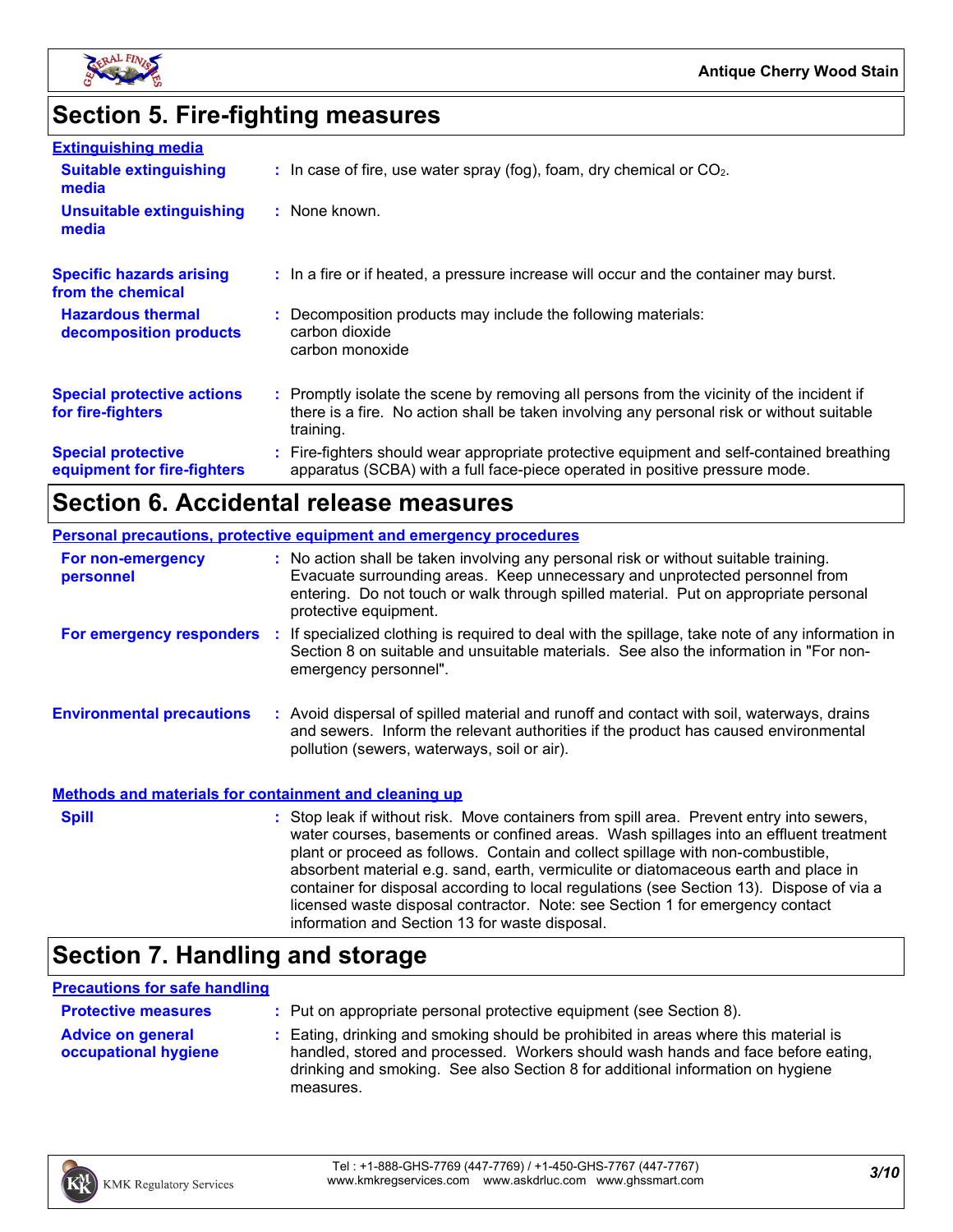## Section 5. Fire-fighting measures

### Extinguishing media

**Suitable extinguishing media** : In case of fire, use water spray (fog), foam, dry chemical or $CO_2$.

**Unsuitable extinguishing media** : None known.

**Specific hazards arising from the chemical** : In a fire or if heated, a pressure increase will occur and the container may burst.

**Hazardous thermal decomposition products** : Decomposition products may include the following materials:
carbon dioxide
carbon monoxide

**Special protective actions for fire-fighters** : Promptly isolate the scene by removing all persons from the vicinity of the incident if there is a fire. No action shall be taken involving any personal risk or without suitable training.

**Special protective equipment for fire-fighters** : Fire-fighters should wear appropriate protective equipment and self-contained breathing apparatus (SCBA) with a full face-piece operated in positive pressure mode.

## Section 6. Accidental release measures

### Personal precautions, protective equipment and emergency procedures

**For non-emergency personnel** : No action shall be taken involving any personal risk or without suitable training. Evacuate surrounding areas. Keep unnecessary and unprotected personnel from entering. Do not touch or walk through spilled material. Put on appropriate personal protective equipment.

**For emergency responders** : If specialized clothing is required to deal with the spillage, take note of any information in Section 8 on suitable and unsuitable materials. See also the information in "For non-emergency personnel".

**Environmental precautions** : Avoid dispersal of spilled material and runoff and contact with soil, waterways, drains and sewers. Inform the relevant authorities if the product has caused environmental pollution (sewers, waterways, soil or air).

### Methods and materials for containment and cleaning up

**Spill** : Stop leak if without risk. Move containers from spill area. Prevent entry into sewers, water courses, basements or confined areas. Wash spillages into an effluent treatment plant or proceed as follows. Contain and collect spillage with non-combustible, absorbent material e.g. sand, earth, vermiculite or diatomaceous earth and place in container for disposal according to local regulations (see Section 13). Dispose of via a licensed waste disposal contractor. Note: see Section 1 for emergency contact information and Section 13 for waste disposal.

## Section 7. Handling and storage

### Precautions for safe handling

**Protective measures** : Put on appropriate personal protective equipment (see Section 8).

**Advice on general occupational hygiene** : Eating, drinking and smoking should be prohibited in areas where this material is handled, stored and processed. Workers should wash hands and face before eating, drinking and smoking. See also Section 8 for additional information on hygiene measures.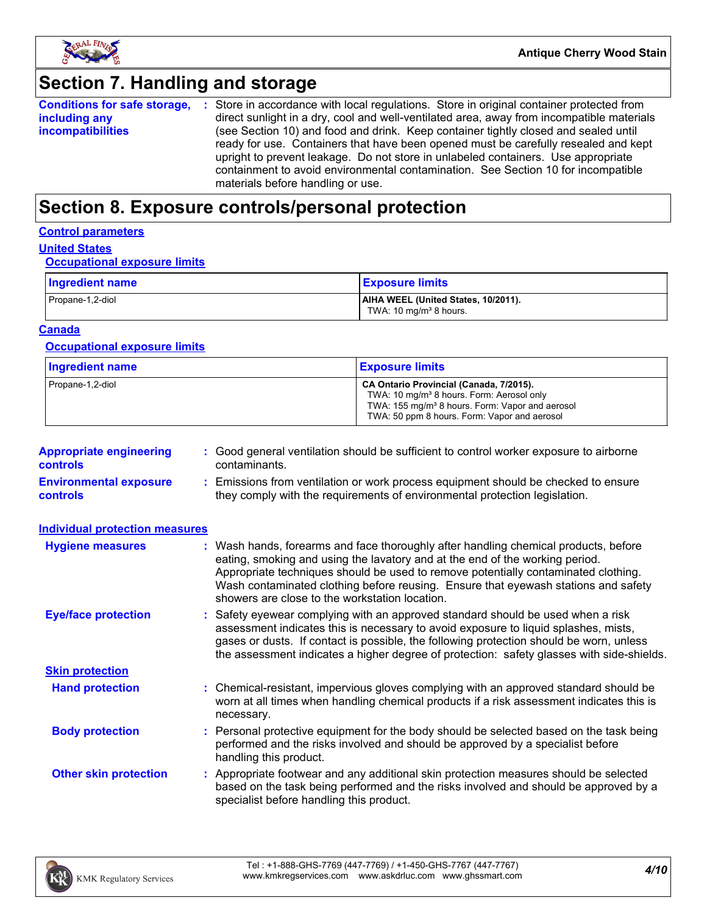# Section 7. Handling and storage

**Conditions for safe storage, including any incompatibilities** : Store in accordance with local regulations. Store in original container protected from direct sunlight in a dry, cool and well-ventilated area, away from incompatible materials (see Section 10) and food and drink. Keep container tightly closed and sealed until ready for use. Containers that have been opened must be carefully resealed and kept upright to prevent leakage. Do not store in unlabeled containers. Use appropriate containment to avoid environmental contamination. See Section 10 for incompatible materials before handling or use.

# Section 8. Exposure controls/personal protection

## Control parameters

### United States

#### Occupational exposure limits

| Ingredient name | Exposure limits |
|---|---|
| Propane-1,2-diol | **AIHA WEEL (United States, 10/2011).**<br>TWA: 10 mg/m³ 8 hours. |

### Canada

#### Occupational exposure limits

| Ingredient name | Exposure limits |
|---|---|
| Propane-1,2-diol | **CA Ontario Provincial (Canada, 7/2015).**<br>TWA: 10 mg/m³ 8 hours. Form: Aerosol only<br>TWA: 155 mg/m³ 8 hours. Form: Vapor and aerosol<br>TWA: 50 ppm 8 hours. Form: Vapor and aerosol |

**Appropriate engineering controls** : Good general ventilation should be sufficient to control worker exposure to airborne contaminants.

**Environmental exposure controls** : Emissions from ventilation or work process equipment should be checked to ensure they comply with the requirements of environmental protection legislation.

## Individual protection measures

**Hygiene measures** : Wash hands, forearms and face thoroughly after handling chemical products, before eating, smoking and using the lavatory and at the end of the working period. Appropriate techniques should be used to remove potentially contaminated clothing. Wash contaminated clothing before reusing. Ensure that eyewash stations and safety showers are close to the workstation location.

**Eye/face protection** : Safety eyewear complying with an approved standard should be used when a risk assessment indicates this is necessary to avoid exposure to liquid splashes, mists, gases or dusts. If contact is possible, the following protection should be worn, unless the assessment indicates a higher degree of protection: safety glasses with side-shields.

### Skin protection

**Hand protection** : Chemical-resistant, impervious gloves complying with an approved standard should be worn at all times when handling chemical products if a risk assessment indicates this is necessary.

**Body protection** : Personal protective equipment for the body should be selected based on the task being performed and the risks involved and should be approved by a specialist before handling this product.

**Other skin protection** : Appropriate footwear and any additional skin protection measures should be selected based on the task being performed and the risks involved and should be approved by a specialist before handling this product.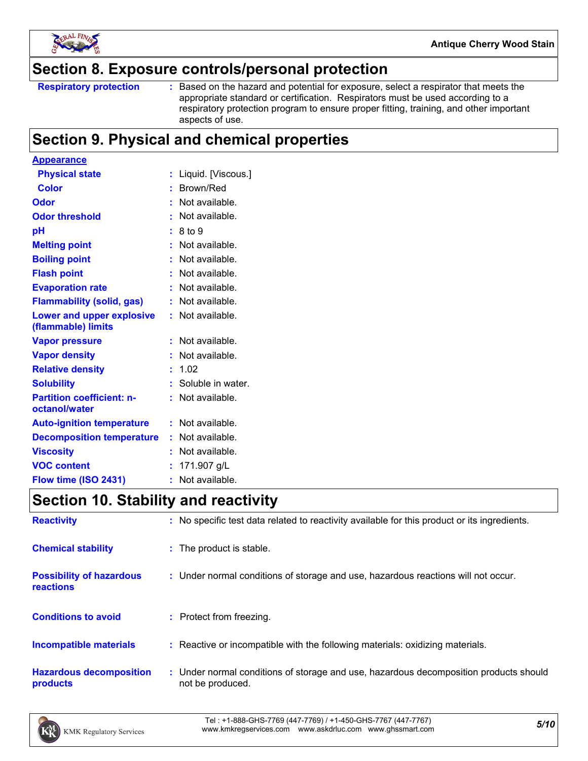## Section 8. Exposure controls/personal protection

**Respiratory protection** : Based on the hazard and potential for exposure, select a respirator that meets the appropriate standard or certification. Respirators must be used according to a respiratory protection program to ensure proper fitting, training, and other important aspects of use.

## Section 9. Physical and chemical properties

**Appearance**

| | |
|---|---|
| Physical state | Liquid. [Viscous.] |
| Color | Brown/Red |
| Odor | Not available. |
| Odor threshold | Not available. |
| pH | 8 to 9 |
| Melting point | Not available. |
| Boiling point | Not available. |
| Flash point | Not available. |
| Evaporation rate | Not available. |
| Flammability (solid, gas) | Not available. |
| Lower and upper explosive (flammable) limits | Not available. |
| Vapor pressure | Not available. |
| Vapor density | Not available. |
| Relative density | 1.02 |
| Solubility | Soluble in water. |
| Partition coefficient: n-octanol/water | Not available. |
| Auto-ignition temperature | Not available. |
| Decomposition temperature | Not available. |
| Viscosity | Not available. |
| VOC content | 171.907 g/L |
| Flow time (ISO 2431) | Not available. |

## Section 10. Stability and reactivity

| | |
|---|---|
| Reactivity | No specific test data related to reactivity available for this product or its ingredients. |
| Chemical stability | The product is stable. |
| Possibility of hazardous reactions | Under normal conditions of storage and use, hazardous reactions will not occur. |
| Conditions to avoid | Protect from freezing. |
| Incompatible materials | Reactive or incompatible with the following materials: oxidizing materials. |
| Hazardous decomposition products | Under normal conditions of storage and use, hazardous decomposition products should not be produced. |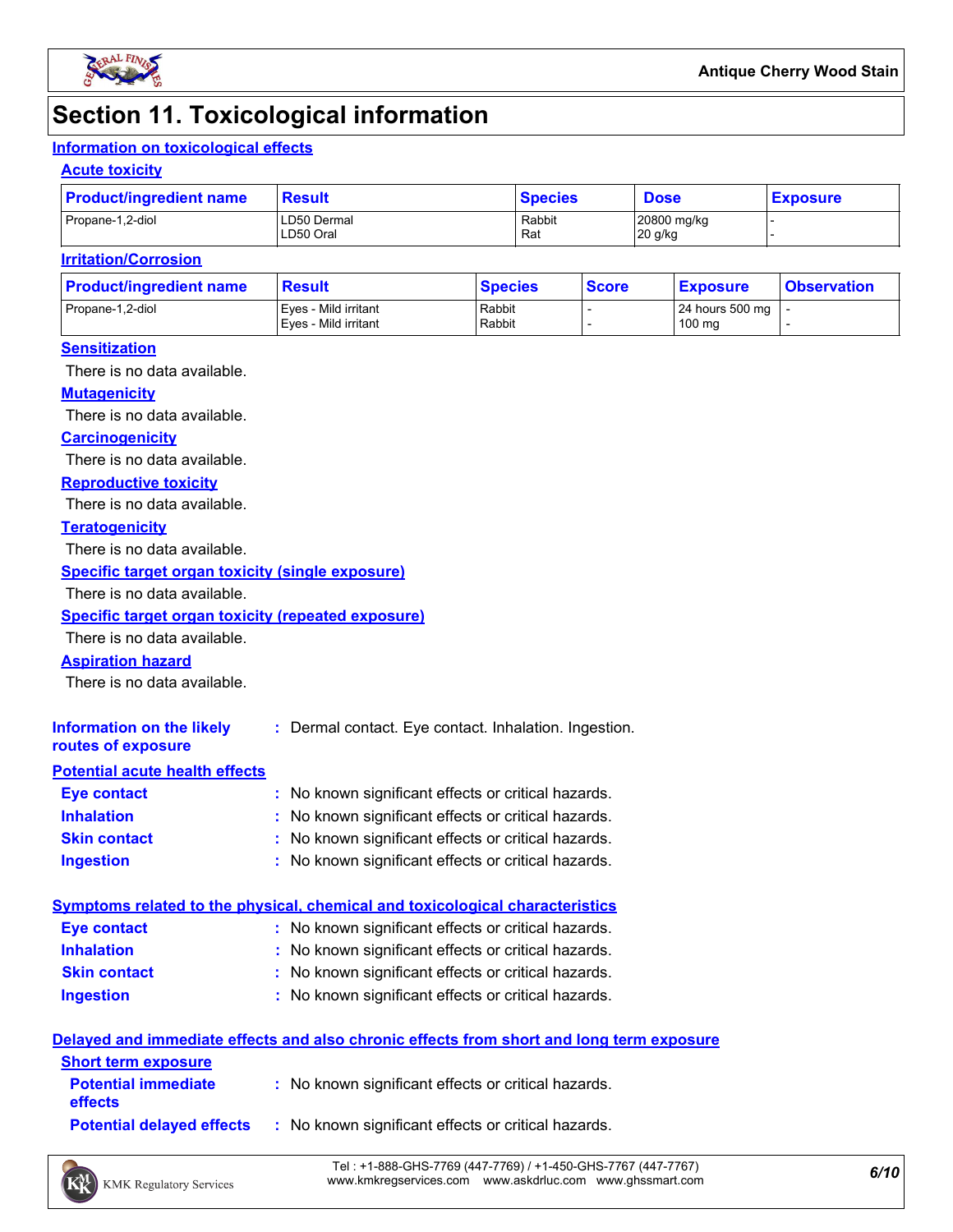# Section 11. Toxicological information

## Information on toxicological effects

### Acute toxicity

| Product/ingredient name | Result | Species | Dose | Exposure |
|---|---|---|---|---|
| Propane-1,2-diol | LD50 Dermal<br>LD50 Oral | Rabbit<br>Rat | 20800 mg/kg<br>20 g/kg | -<br>- |

### Irritation/Corrosion

| Product/ingredient name | Result | Species | Score | Exposure | Observation |
|---|---|---|---|---|---|
| Propane-1,2-diol | Eyes - Mild irritant<br>Eyes - Mild irritant | Rabbit<br>Rabbit | -<br>- | 24 hours 500 mg<br>100 mg | -<br>- |

### Sensitization

There is no data available.

### Mutagenicity

There is no data available.

### Carcinogenicity

There is no data available.

### Reproductive toxicity

There is no data available.

### Teratogenicity

There is no data available.

### Specific target organ toxicity (single exposure)

There is no data available.

### Specific target organ toxicity (repeated exposure)

There is no data available.

### Aspiration hazard

There is no data available.

**Information on the likely routes of exposure** : Dermal contact. Eye contact. Inhalation. Ingestion.

## Potential acute health effects

**Eye contact** : No known significant effects or critical hazards.

**Inhalation** : No known significant effects or critical hazards.

**Skin contact** : No known significant effects or critical hazards.

**Ingestion** : No known significant effects or critical hazards.

## Symptoms related to the physical, chemical and toxicological characteristics

**Eye contact** : No known significant effects or critical hazards.

**Inhalation** : No known significant effects or critical hazards.

**Skin contact** : No known significant effects or critical hazards.

**Ingestion** : No known significant effects or critical hazards.

## Delayed and immediate effects and also chronic effects from short and long term exposure

### Short term exposure

**Potential immediate effects** : No known significant effects or critical hazards.

**Potential delayed effects** : No known significant effects or critical hazards.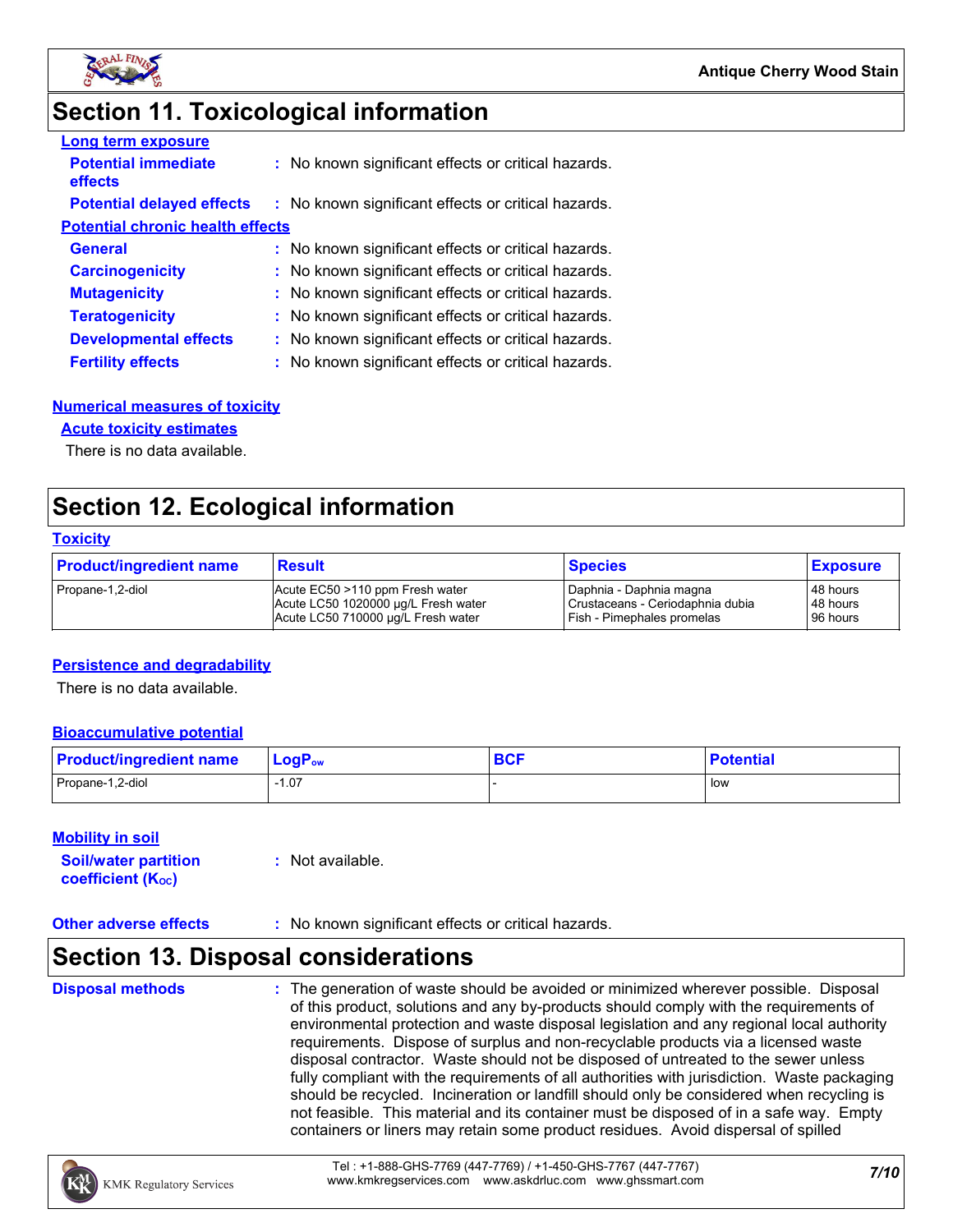# Section 11. Toxicological information

**Long term exposure**

**Potential immediate effects** : No known significant effects or critical hazards.

**Potential delayed effects** : No known significant effects or critical hazards.

**Potential chronic health effects**

**General** : No known significant effects or critical hazards.

**Carcinogenicity** : No known significant effects or critical hazards.

**Mutagenicity** : No known significant effects or critical hazards.

**Teratogenicity** : No known significant effects or critical hazards.

**Developmental effects** : No known significant effects or critical hazards.

**Fertility effects** : No known significant effects or critical hazards.

**Numerical measures of toxicity**

**Acute toxicity estimates**

There is no data available.

# Section 12. Ecological information

**Toxicity**

| Product/ingredient name | Result | Species | Exposure |
|---|---|---|---|
| Propane-1,2-diol | Acute EC50 >110 ppm Fresh water<br>Acute LC50 1020000 µg/L Fresh water<br>Acute LC50 710000 µg/L Fresh water | Daphnia - Daphnia magna<br>Crustaceans - Ceriodaphnia dubia<br>Fish - Pimephales promelas | 48 hours<br>48 hours<br>96 hours |

**Persistence and degradability**

There is no data available.

**Bioaccumulative potential**

| Product/ingredient name | $LogP_{ow}$ | BCF | Potential |
|---|---|---|---|
| Propane-1,2-diol | -1.07 | - | low |

**Mobility in soil**

**Soil/water partition coefficient ($K_{OC}$)** : Not available.

**Other adverse effects** : No known significant effects or critical hazards.

# Section 13. Disposal considerations

**Disposal methods** : The generation of waste should be avoided or minimized wherever possible. Disposal of this product, solutions and any by-products should comply with the requirements of environmental protection and waste disposal legislation and any regional local authority requirements. Dispose of surplus and non-recyclable products via a licensed waste disposal contractor. Waste should not be disposed of untreated to the sewer unless fully compliant with the requirements of all authorities with jurisdiction. Waste packaging should be recycled. Incineration or landfill should only be considered when recycling is not feasible. This material and its container must be disposed of in a safe way. Empty containers or liners may retain some product residues. Avoid dispersal of spilled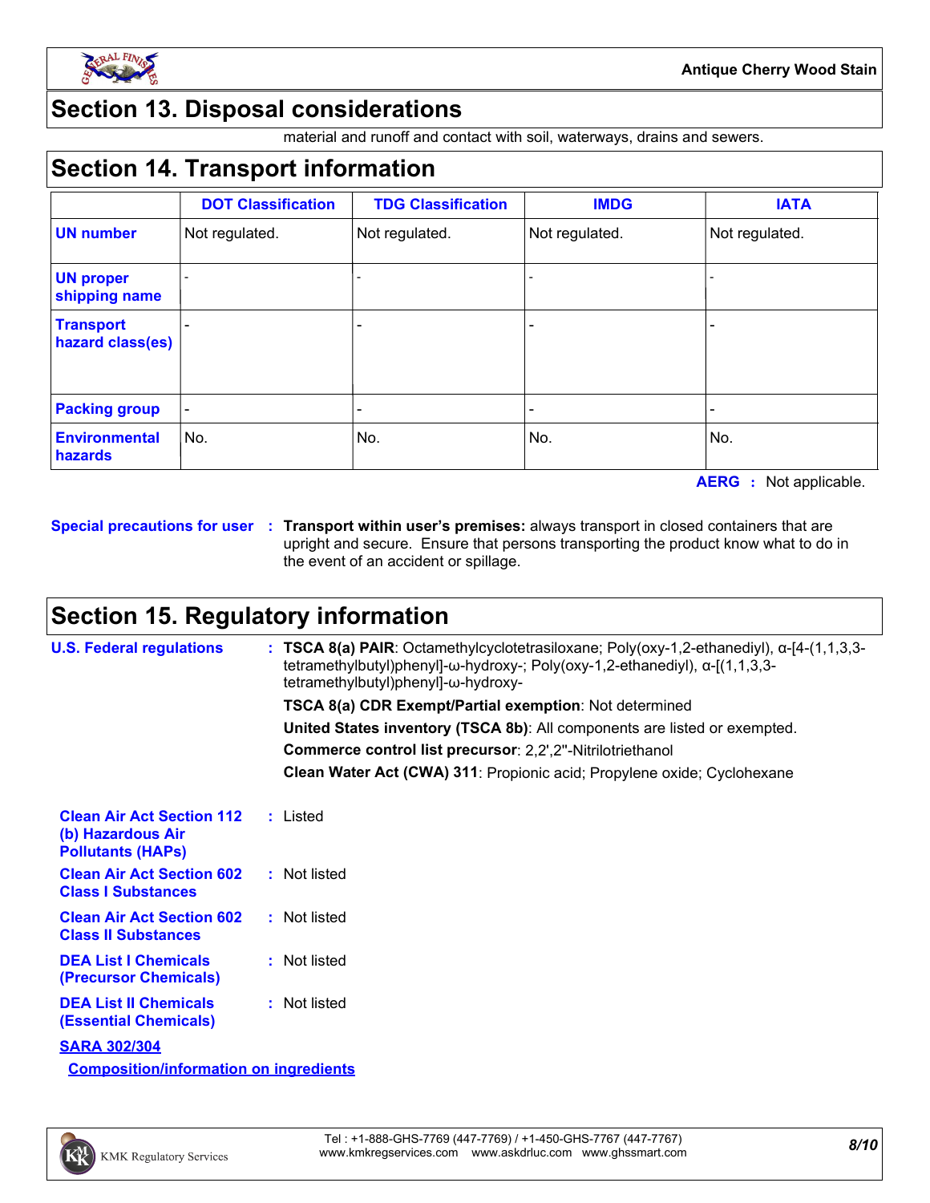## Section 13. Disposal considerations

material and runoff and contact with soil, waterways, drains and sewers.

## Section 14. Transport information

| | DOT Classification | TDG Classification | IMDG | IATA |
|---|---|---|---|---|
| **UN number** | Not regulated. | Not regulated. | Not regulated. | Not regulated. |
| **UN proper shipping name** | - | - | - | - |
| **Transport hazard class(es)** | - | - | - | - |
| **Packing group** | - | - | - | - |
| **Environmental hazards** | No. | No. | No. | No. |

**AERG :** Not applicable.

**Special precautions for user :** **Transport within user's premises:** always transport in closed containers that are upright and secure. Ensure that persons transporting the product know what to do in the event of an accident or spillage.

## Section 15. Regulatory information

**U.S. Federal regulations :** **TSCA 8(a) PAIR**: Octamethylcyclotetrasiloxane; Poly(oxy-1,2-ethanediyl), α-[4-(1,1,3,3-tetramethylbutyl)phenyl]-ω-hydroxy-; Poly(oxy-1,2-ethanediyl), α-[(1,1,3,3-tetramethylbutyl)phenyl]-ω-hydroxy-

**TSCA 8(a) CDR Exempt/Partial exemption**: Not determined

**United States inventory (TSCA 8b)**: All components are listed or exempted.

**Commerce control list precursor**: 2,2',2''-Nitrilotriethanol

**Clean Water Act (CWA) 311**: Propionic acid; Propylene oxide; Cyclohexane

**Clean Air Act Section 112 (b) Hazardous Air Pollutants (HAPs) :** Listed

**Clean Air Act Section 602 Class I Substances :** Not listed

**Clean Air Act Section 602 Class II Substances :** Not listed

**DEA List I Chemicals (Precursor Chemicals) :** Not listed

**DEA List II Chemicals (Essential Chemicals) :** Not listed

**SARA 302/304**

**Composition/information on ingredients**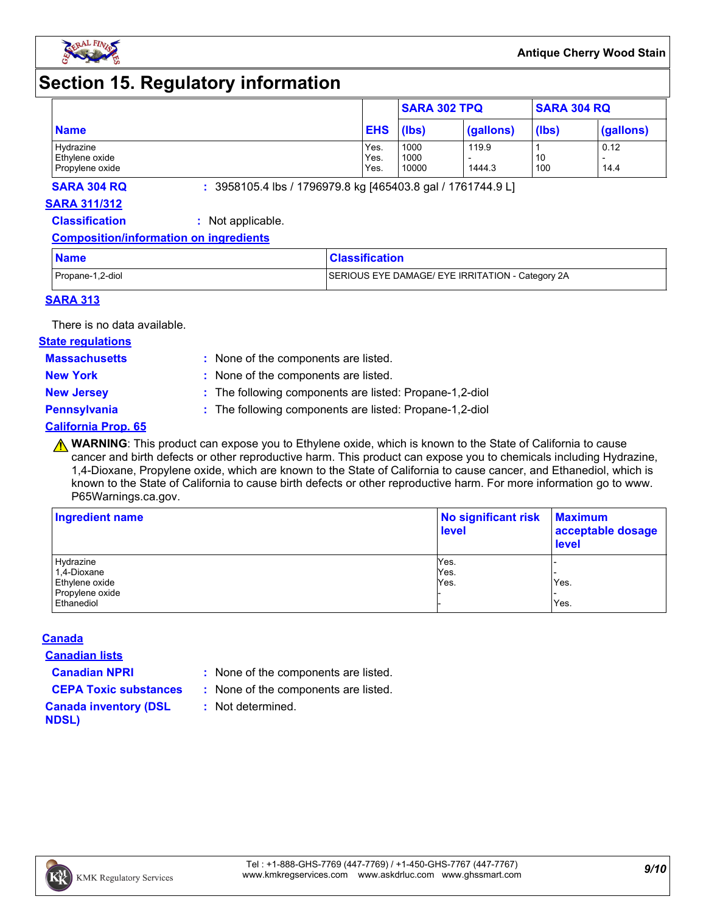# Section 15. Regulatory information

| Name | EHS | SARA 302 TPQ | | SARA 304 RQ | |
|---|---|---|---|---|---|
| | | (lbs) | (gallons) | (lbs) | (gallons) |
| Hydrazine | Yes. | 1000 | 119.9 | 1 | 0.12 |
| Ethylene oxide | Yes. | 1000 | - | 10 | - |
| Propylene oxide | Yes. | 10000 | 1444.3 | 100 | 14.4 |

**SARA 304 RQ** : 3958105.4 lbs / 1796979.8 kg [465403.8 gal / 1761744.9 L]

**SARA 311/312**

**Classification** : Not applicable.

**Composition/information on ingredients**

| Name | Classification |
|---|---|
| Propane-1,2-diol | SERIOUS EYE DAMAGE/ EYE IRRITATION - Category 2A |

**SARA 313**

There is no data available.

**State regulations**

**Massachusetts** : None of the components are listed.

**New York** : None of the components are listed.

**New Jersey** : The following components are listed: Propane-1,2-diol

**Pennsylvania** : The following components are listed: Propane-1,2-diol

**California Prop. 65**

⚠ **WARNING**: This product can expose you to Ethylene oxide, which is known to the State of California to cause cancer and birth defects or other reproductive harm. This product can expose you to chemicals including Hydrazine, 1,4-Dioxane, Propylene oxide, which are known to the State of California to cause cancer, and Ethanediol, which is known to the State of California to cause birth defects or other reproductive harm. For more information go to www.P65Warnings.ca.gov.

| Ingredient name | No significant risk level | Maximum acceptable dosage level |
|---|---|---|
| Hydrazine | Yes. | - |
| 1,4-Dioxane | Yes. | - |
| Ethylene oxide | Yes. | Yes. |
| Propylene oxide | - | - |
| Ethanediol | - | Yes. |

**Canada**

**Canadian lists**

**Canadian NPRI** : None of the components are listed.

**CEPA Toxic substances** : None of the components are listed.

**Canada inventory (DSL NDSL)** : Not determined.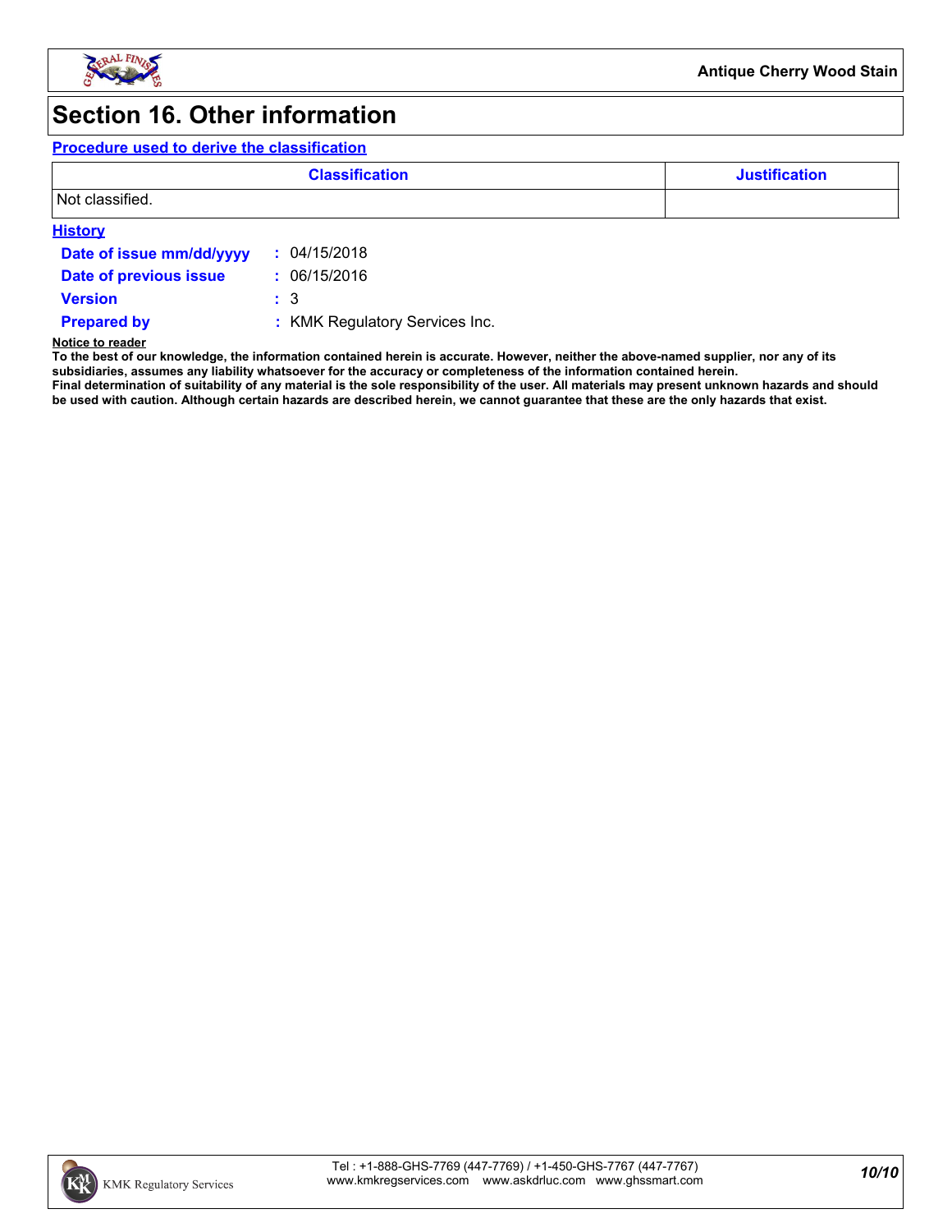## Section 16. Other information

### Procedure used to derive the classification

| Classification | Justification |
|---|---|
| Not classified. | |

### History

| | |
|---|---|
| Date of issue mm/dd/yyyy | : 04/15/2018 |
| Date of previous issue | : 06/15/2016 |
| Version | : 3 |
| Prepared by | : KMK Regulatory Services Inc. |

**Notice to reader**

**To the best of our knowledge, the information contained herein is accurate. However, neither the above-named supplier, nor any of its subsidiaries, assumes any liability whatsoever for the accuracy or completeness of the information contained herein.**
**Final determination of suitability of any material is the sole responsibility of the user. All materials may present unknown hazards and should be used with caution. Although certain hazards are described herein, we cannot guarantee that these are the only hazards that exist.**